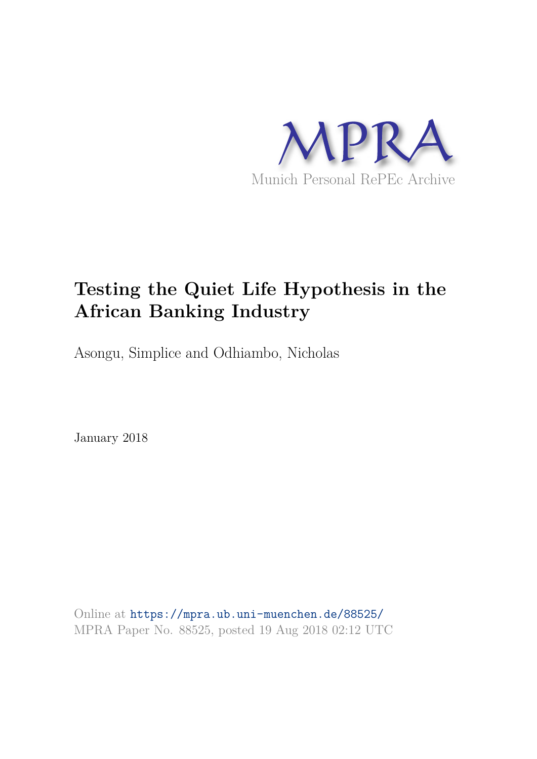MPRA

Munich Personal RePEc Archive

# Testing the Quiet Life Hypothesis in the African Banking Industry

Asongu, Simplice and Odhiambo, Nicholas

January 2018

Online at https://mpra.ub.uni-muenchen.de/88525/

MPRA Paper No. 88525, posted 19 Aug 2018 02:12 UTC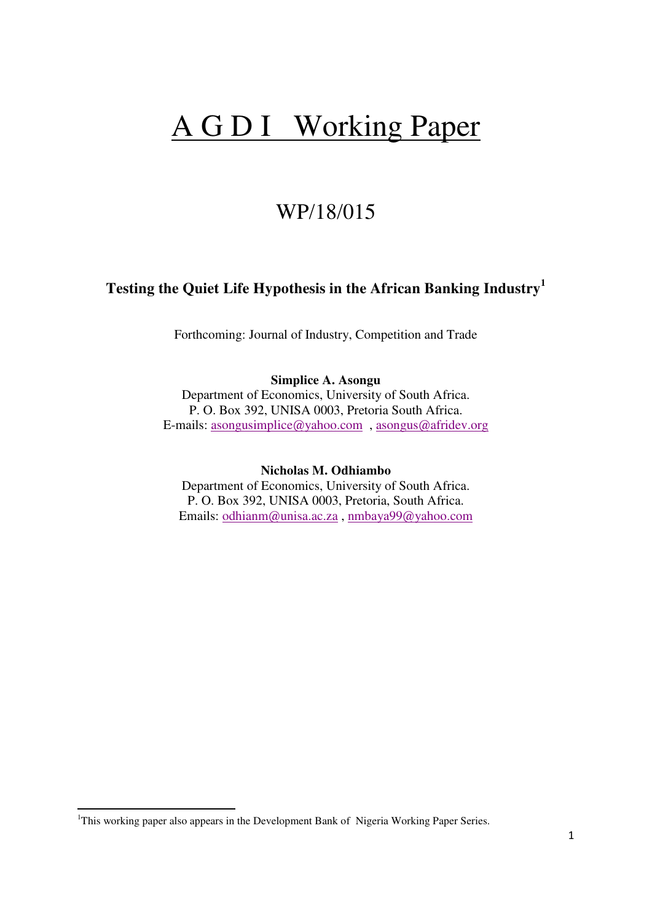# A G D I Working Paper

## WP/18/015

**Testing the Quiet Life Hypothesis in the African Banking Industry**[1]

Forthcoming: Journal of Industry, Competition and Trade

**Simplice A. Asongu**
Department of Economics, University of South Africa.
P. O. Box 392, UNISA 0003, Pretoria South Africa.
E-mails: asongusimplice@yahoo.com , asongus@afridev.org

**Nicholas M. Odhiambo**
Department of Economics, University of South Africa.
P. O. Box 392, UNISA 0003, Pretoria, South Africa.
Emails: odhianm@unisa.ac.za , nmbaya99@yahoo.com

[1]This working paper also appears in the Development Bank of Nigeria Working Paper Series.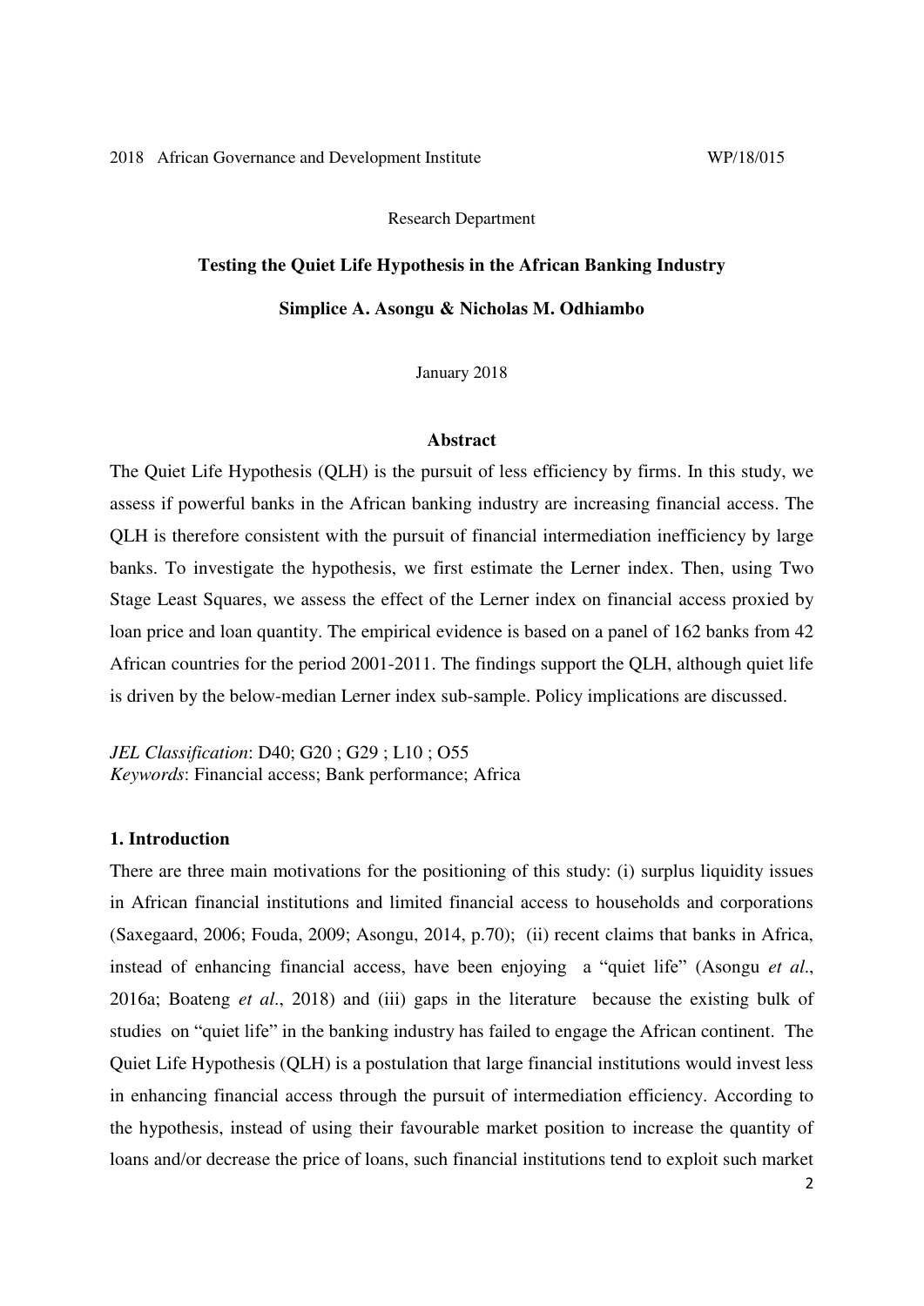2018 African Governance and Development Institute WP/18/015

Research Department

**Testing the Quiet Life Hypothesis in the African Banking Industry**

**Simplice A. Asongu & Nicholas M. Odhiambo**

January 2018

### Abstract

The Quiet Life Hypothesis (QLH) is the pursuit of less efficiency by firms. In this study, we assess if powerful banks in the African banking industry are increasing financial access. The QLH is therefore consistent with the pursuit of financial intermediation inefficiency by large banks. To investigate the hypothesis, we first estimate the Lerner index. Then, using Two Stage Least Squares, we assess the effect of the Lerner index on financial access proxied by loan price and loan quantity. The empirical evidence is based on a panel of 162 banks from 42 African countries for the period 2001-2011. The findings support the QLH, although quiet life is driven by the below-median Lerner index sub-sample. Policy implications are discussed.

*JEL Classification*: D40; G20 ; G29 ; L10 ; O55
*Keywords*: Financial access; Bank performance; Africa

## 1. Introduction

There are three main motivations for the positioning of this study: (i) surplus liquidity issues in African financial institutions and limited financial access to households and corporations (Saxegaard, 2006; Fouda, 2009; Asongu, 2014, p.70); (ii) recent claims that banks in Africa, instead of enhancing financial access, have been enjoying a "quiet life" (Asongu *et al*., 2016a; Boateng *et al*., 2018) and (iii) gaps in the literature because the existing bulk of studies on "quiet life" in the banking industry has failed to engage the African continent. The Quiet Life Hypothesis (QLH) is a postulation that large financial institutions would invest less in enhancing financial access through the pursuit of intermediation efficiency. According to the hypothesis, instead of using their favourable market position to increase the quantity of loans and/or decrease the price of loans, such financial institutions tend to exploit such market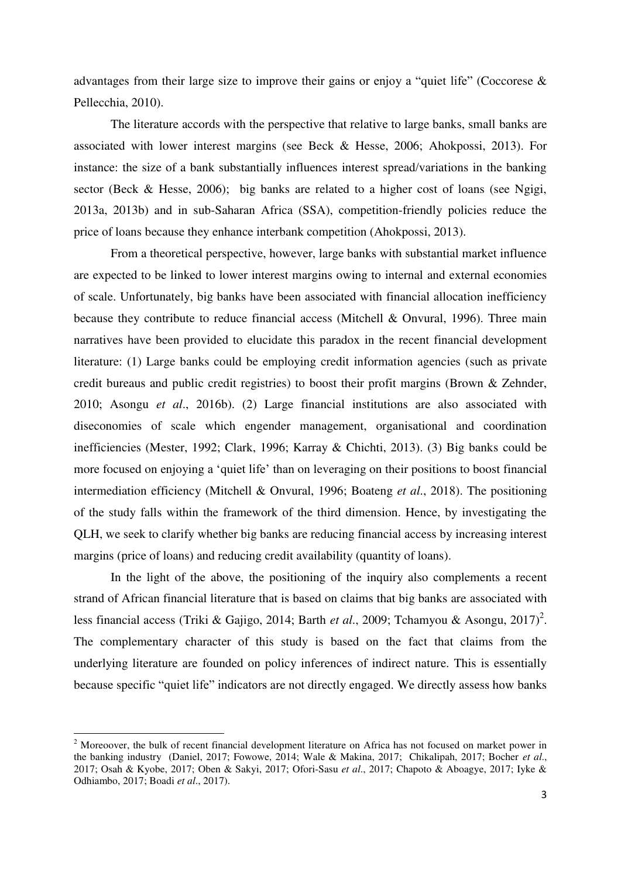advantages from their large size to improve their gains or enjoy a "quiet life" (Coccorese & Pellecchia, 2010).

The literature accords with the perspective that relative to large banks, small banks are associated with lower interest margins (see Beck & Hesse, 2006; Ahokpossi, 2013). For instance: the size of a bank substantially influences interest spread/variations in the banking sector (Beck & Hesse, 2006); big banks are related to a higher cost of loans (see Ngigi, 2013a, 2013b) and in sub-Saharan Africa (SSA), competition-friendly policies reduce the price of loans because they enhance interbank competition (Ahokpossi, 2013).

From a theoretical perspective, however, large banks with substantial market influence are expected to be linked to lower interest margins owing to internal and external economies of scale. Unfortunately, big banks have been associated with financial allocation inefficiency because they contribute to reduce financial access (Mitchell & Onvural, 1996). Three main narratives have been provided to elucidate this paradox in the recent financial development literature: (1) Large banks could be employing credit information agencies (such as private credit bureaus and public credit registries) to boost their profit margins (Brown & Zehnder, 2010; Asongu *et al*., 2016b). (2) Large financial institutions are also associated with diseconomies of scale which engender management, organisational and coordination inefficiencies (Mester, 1992; Clark, 1996; Karray & Chichti, 2013). (3) Big banks could be more focused on enjoying a 'quiet life' than on leveraging on their positions to boost financial intermediation efficiency (Mitchell & Onvural, 1996; Boateng *et al*., 2018). The positioning of the study falls within the framework of the third dimension. Hence, by investigating the QLH, we seek to clarify whether big banks are reducing financial access by increasing interest margins (price of loans) and reducing credit availability (quantity of loans).

In the light of the above, the positioning of the inquiry also complements a recent strand of African financial literature that is based on claims that big banks are associated with less financial access (Triki & Gajigo, 2014; Barth *et al*., 2009; Tchamyou & Asongu, 2017)[2]. The complementary character of this study is based on the fact that claims from the underlying literature are founded on policy inferences of indirect nature. This is essentially because specific "quiet life" indicators are not directly engaged. We directly assess how banks

[2] Moreoover, the bulk of recent financial development literature on Africa has not focused on market power in the banking industry (Daniel, 2017; Fowowe, 2014; Wale & Makina, 2017; Chikalipah, 2017; Bocher *et al*., 2017; Osah & Kyobe, 2017; Oben & Sakyi, 2017; Ofori-Sasu *et al*., 2017; Chapoto & Aboagye, 2017; Iyke & Odhiambo, 2017; Boadi *et al*., 2017).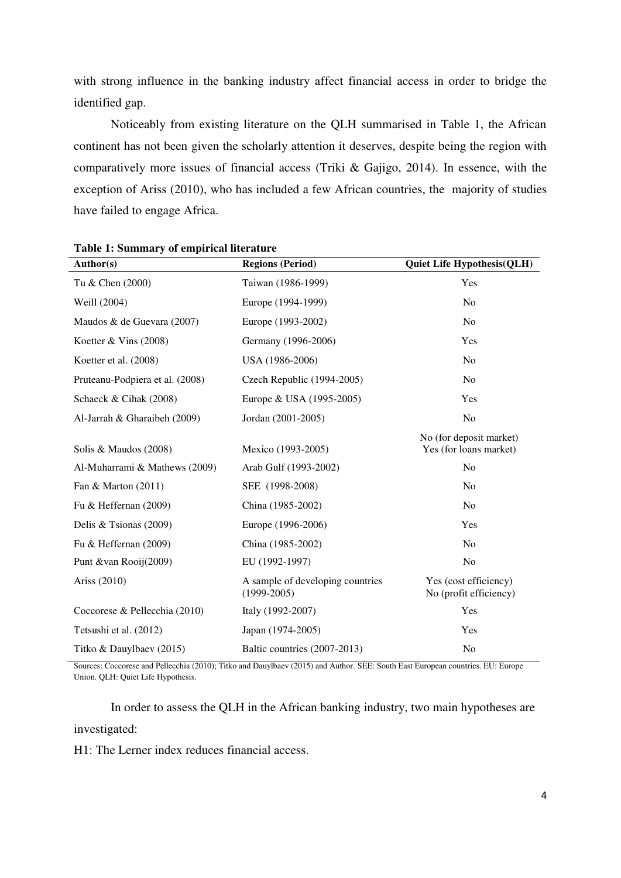with strong influence in the banking industry affect financial access in order to bridge the identified gap.

Noticeably from existing literature on the QLH summarised in Table 1, the African continent has not been given the scholarly attention it deserves, despite being the region with comparatively more issues of financial access (Triki & Gajigo, 2014). In essence, with the exception of Ariss (2010), who has included a few African countries, the majority of studies have failed to engage Africa.

**Table 1: Summary of empirical literature**

| Author(s) | Regions (Period) | Quiet Life Hypothesis(QLH) |
|---|---|---|
| Tu & Chen (2000) | Taiwan (1986-1999) | Yes |
| Weill (2004) | Europe (1994-1999) | No |
| Maudos & de Guevara (2007) | Europe (1993-2002) | No |
| Koetter & Vins (2008) | Germany (1996-2006) | Yes |
| Koetter et al. (2008) | USA (1986-2006) | No |
| Pruteanu-Podpiera et al. (2008) | Czech Republic (1994-2005) | No |
| Schaeck & Cihak (2008) | Europe & USA (1995-2005) | Yes |
| Al-Jarrah & Gharaibeh (2009) | Jordan (2001-2005) | No |
| Solis & Maudos (2008) | Mexico (1993-2005) | No (for deposit market) Yes (for loans market) |
| Al-Muharrami & Mathews (2009) | Arab Gulf (1993-2002) | No |
| Fan & Marton (2011) | SEE (1998-2008) | No |
| Fu & Heffernan (2009) | China (1985-2002) | No |
| Delis & Tsionas (2009) | Europe (1996-2006) | Yes |
| Fu & Heffernan (2009) | China (1985-2002) | No |
| Punt &van Rooij(2009) | EU (1992-1997) | No |
| Ariss (2010) | A sample of developing countries (1999-2005) | Yes (cost efficiency) No (profit efficiency) |
| Coccorese & Pellecchia (2010) | Italy (1992-2007) | Yes |
| Tetsushi et al. (2012) | Japan (1974-2005) | Yes |
| Titko & Dauylbaev (2015) | Baltic countries (2007-2013) | No |

Sources: Coccorese and Pellecchia (2010); Titko and Dauylbaev (2015) and Author. SEE: South East European countries. EU: Europe Union. QLH: Quiet Life Hypothesis.

In order to assess the QLH in the African banking industry, two main hypotheses are investigated:

H1: The Lerner index reduces financial access.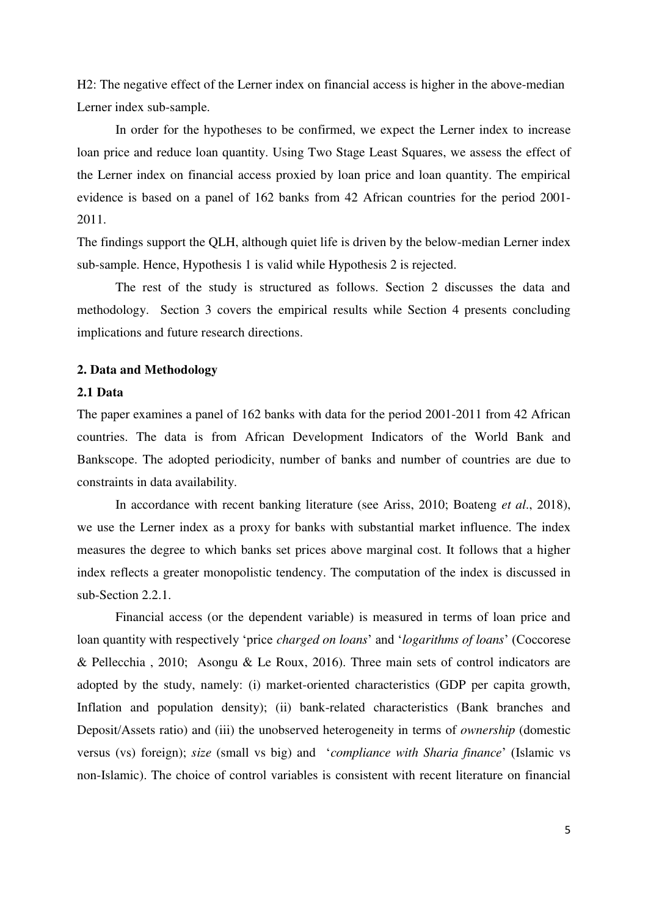H2: The negative effect of the Lerner index on financial access is higher in the above-median Lerner index sub-sample.

In order for the hypotheses to be confirmed, we expect the Lerner index to increase loan price and reduce loan quantity. Using Two Stage Least Squares, we assess the effect of the Lerner index on financial access proxied by loan price and loan quantity. The empirical evidence is based on a panel of 162 banks from 42 African countries for the period 2001-2011.

The findings support the QLH, although quiet life is driven by the below-median Lerner index sub-sample. Hence, Hypothesis 1 is valid while Hypothesis 2 is rejected.

The rest of the study is structured as follows. Section 2 discusses the data and methodology. Section 3 covers the empirical results while Section 4 presents concluding implications and future research directions.

## 2. Data and Methodology

### 2.1 Data

The paper examines a panel of 162 banks with data for the period 2001-2011 from 42 African countries. The data is from African Development Indicators of the World Bank and Bankscope. The adopted periodicity, number of banks and number of countries are due to constraints in data availability.

In accordance with recent banking literature (see Ariss, 2010; Boateng *et al*., 2018), we use the Lerner index as a proxy for banks with substantial market influence. The index measures the degree to which banks set prices above marginal cost. It follows that a higher index reflects a greater monopolistic tendency. The computation of the index is discussed in sub-Section 2.2.1.

Financial access (or the dependent variable) is measured in terms of loan price and loan quantity with respectively 'price *charged on loans*' and '*logarithms of loans*' (Coccorese & Pellecchia , 2010; Asongu & Le Roux, 2016). Three main sets of control indicators are adopted by the study, namely: (i) market-oriented characteristics (GDP per capita growth, Inflation and population density); (ii) bank-related characteristics (Bank branches and Deposit/Assets ratio) and (iii) the unobserved heterogeneity in terms of *ownership* (domestic versus (vs) foreign); *size* (small vs big) and '*compliance with Sharia finance*' (Islamic vs non-Islamic). The choice of control variables is consistent with recent literature on financial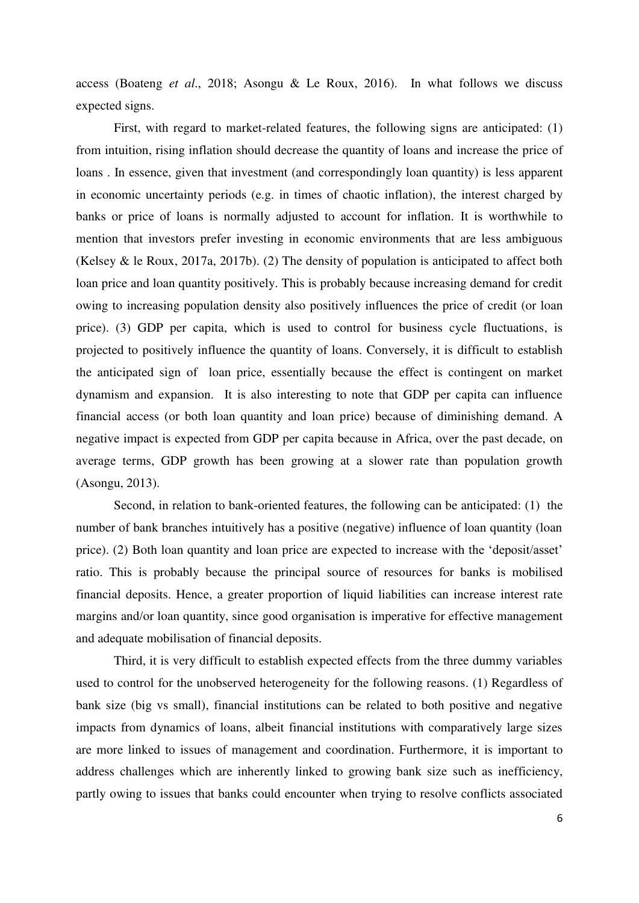access (Boateng *et al*., 2018; Asongu & Le Roux, 2016). In what follows we discuss expected signs.

First, with regard to market-related features, the following signs are anticipated: (1) from intuition, rising inflation should decrease the quantity of loans and increase the price of loans . In essence, given that investment (and correspondingly loan quantity) is less apparent in economic uncertainty periods (e.g. in times of chaotic inflation), the interest charged by banks or price of loans is normally adjusted to account for inflation. It is worthwhile to mention that investors prefer investing in economic environments that are less ambiguous (Kelsey & le Roux, 2017a, 2017b). (2) The density of population is anticipated to affect both loan price and loan quantity positively. This is probably because increasing demand for credit owing to increasing population density also positively influences the price of credit (or loan price). (3) GDP per capita, which is used to control for business cycle fluctuations, is projected to positively influence the quantity of loans. Conversely, it is difficult to establish the anticipated sign of loan price, essentially because the effect is contingent on market dynamism and expansion. It is also interesting to note that GDP per capita can influence financial access (or both loan quantity and loan price) because of diminishing demand. A negative impact is expected from GDP per capita because in Africa, over the past decade, on average terms, GDP growth has been growing at a slower rate than population growth (Asongu, 2013).

Second, in relation to bank-oriented features, the following can be anticipated: (1) the number of bank branches intuitively has a positive (negative) influence of loan quantity (loan price). (2) Both loan quantity and loan price are expected to increase with the 'deposit/asset' ratio. This is probably because the principal source of resources for banks is mobilised financial deposits. Hence, a greater proportion of liquid liabilities can increase interest rate margins and/or loan quantity, since good organisation is imperative for effective management and adequate mobilisation of financial deposits.

Third, it is very difficult to establish expected effects from the three dummy variables used to control for the unobserved heterogeneity for the following reasons. (1) Regardless of bank size (big vs small), financial institutions can be related to both positive and negative impacts from dynamics of loans, albeit financial institutions with comparatively large sizes are more linked to issues of management and coordination. Furthermore, it is important to address challenges which are inherently linked to growing bank size such as inefficiency, partly owing to issues that banks could encounter when trying to resolve conflicts associated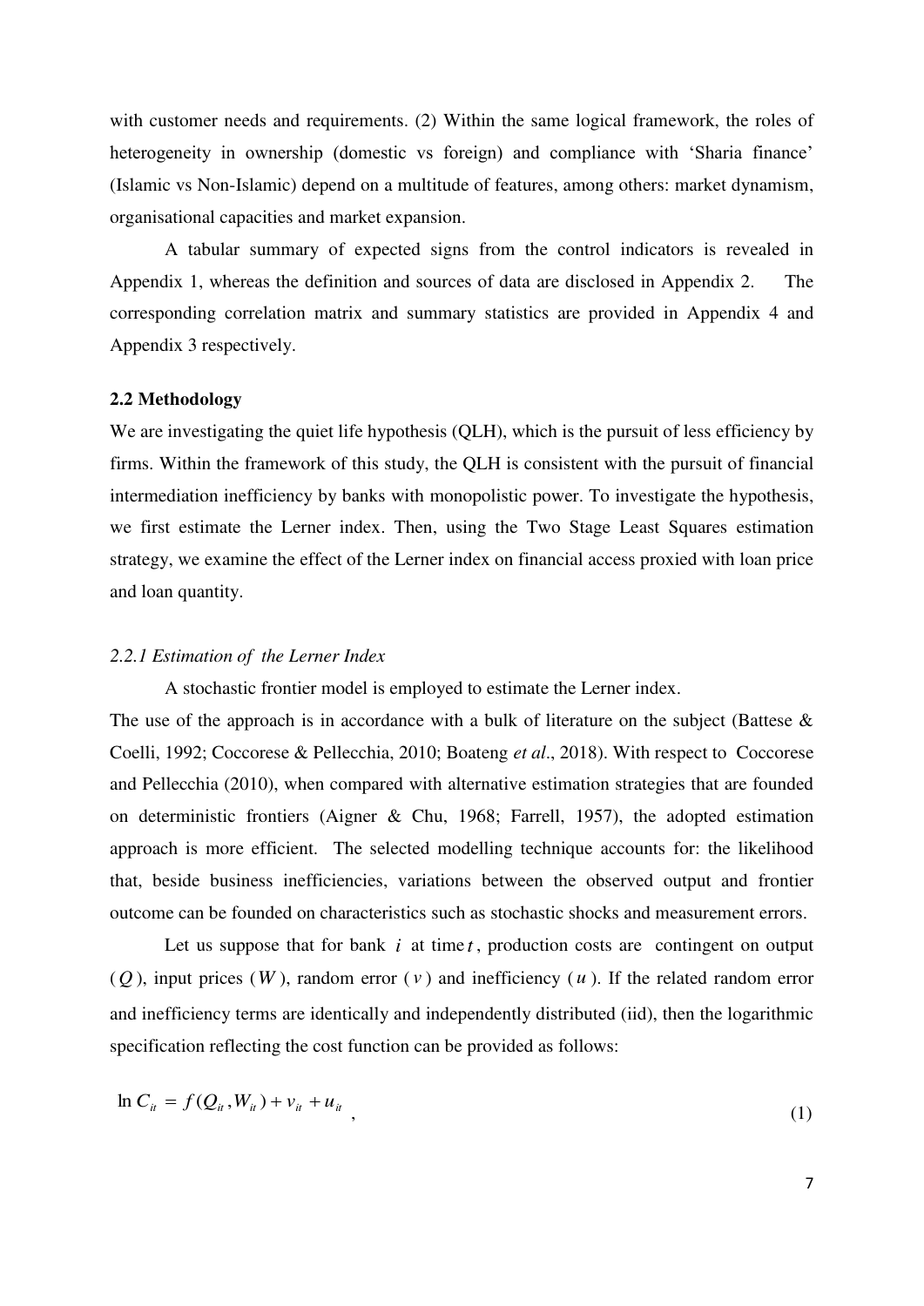with customer needs and requirements. (2) Within the same logical framework, the roles of heterogeneity in ownership (domestic vs foreign) and compliance with 'Sharia finance' (Islamic vs Non-Islamic) depend on a multitude of features, among others: market dynamism, organisational capacities and market expansion.

A tabular summary of expected signs from the control indicators is revealed in Appendix 1, whereas the definition and sources of data are disclosed in Appendix 2. The corresponding correlation matrix and summary statistics are provided in Appendix 4 and Appendix 3 respectively.

### 2.2 Methodology

We are investigating the quiet life hypothesis (QLH), which is the pursuit of less efficiency by firms. Within the framework of this study, the QLH is consistent with the pursuit of financial intermediation inefficiency by banks with monopolistic power. To investigate the hypothesis, we first estimate the Lerner index. Then, using the Two Stage Least Squares estimation strategy, we examine the effect of the Lerner index on financial access proxied with loan price and loan quantity.

#### *2.2.1 Estimation of the Lerner Index*

A stochastic frontier model is employed to estimate the Lerner index.

The use of the approach is in accordance with a bulk of literature on the subject (Battese & Coelli, 1992; Coccorese & Pellecchia, 2010; Boateng *et al*., 2018). With respect to Coccorese and Pellecchia (2010), when compared with alternative estimation strategies that are founded on deterministic frontiers (Aigner & Chu, 1968; Farrell, 1957), the adopted estimation approach is more efficient. The selected modelling technique accounts for: the likelihood that, beside business inefficiencies, variations between the observed output and frontier outcome can be founded on characteristics such as stochastic shocks and measurement errors.

Let us suppose that for bank $i$ at time $t$, production costs are contingent on output ($Q$), input prices ($W$), random error ($v$) and inefficiency ($u$). If the related random error and inefficiency terms are identically and independently distributed (iid), then the logarithmic specification reflecting the cost function can be provided as follows:

$$\ln C_{it} = f(Q_{it}, W_{it}) + v_{it} + u_{it} \quad , \tag{1}$$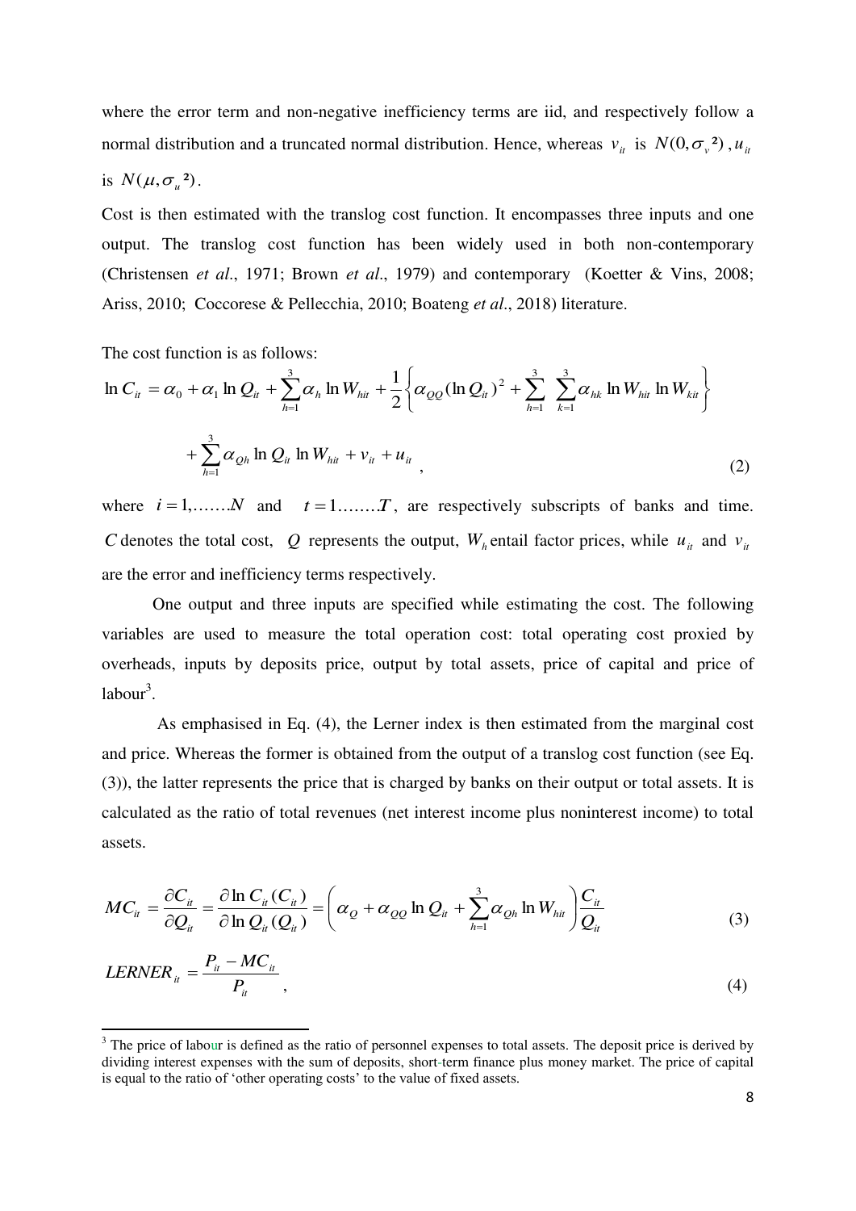where the error term and non-negative inefficiency terms are iid, and respectively follow a normal distribution and a truncated normal distribution. Hence, whereas $v_{it}$ is $N(0,\sigma_v{}^2)$, $u_{it}$ is $N(\mu,\sigma_u{}^2)$.

Cost is then estimated with the translog cost function. It encompasses three inputs and one output. The translog cost function has been widely used in both non-contemporary (Christensen *et al*., 1971; Brown *et al*., 1979) and contemporary (Koetter & Vins, 2008; Ariss, 2010; Coccorese & Pellecchia, 2010; Boateng *et al*., 2018) literature.

The cost function is as follows:

$$\ln C_{it} = \alpha_0 + \alpha_1 \ln Q_{it} + \sum_{h=1}^{3} \alpha_h \ln W_{hit} + \frac{1}{2}\left\{ \alpha_{QQ} (\ln Q_{it})^2 + \sum_{h=1}^{3} \sum_{k=1}^{3} \alpha_{hk} \ln W_{hit} \ln W_{kit} \right\}$$

$$+ \sum_{h=1}^{3} \alpha_{Qh} \ln Q_{it} \ln W_{hit} + v_{it} + u_{it} \, , \tag{2}$$

where $i = 1, \ldots \ldots N$ and $t = 1 \ldots \ldots . T$, are respectively subscripts of banks and time. $C$ denotes the total cost, $Q$ represents the output, $W_h$ entail factor prices, while $u_{it}$ and $v_{it}$ are the error and inefficiency terms respectively.

One output and three inputs are specified while estimating the cost. The following variables are used to measure the total operation cost: total operating cost proxied by overheads, inputs by deposits price, output by total assets, price of capital and price of labour[3].

As emphasised in Eq. (4), the Lerner index is then estimated from the marginal cost and price. Whereas the former is obtained from the output of a translog cost function (see Eq. (3)), the latter represents the price that is charged by banks on their output or total assets. It is calculated as the ratio of total revenues (net interest income plus noninterest income) to total assets.

$$MC_{it} = \frac{\partial C_{it}}{\partial Q_{it}} = \frac{\partial \ln C_{it}(C_{it})}{\partial \ln Q_{it}(Q_{it})} = \left( \alpha_Q + \alpha_{QQ} \ln Q_{it} + \sum_{h=1}^{3} \alpha_{Qh} \ln W_{hit} \right) \frac{C_{it}}{Q_{it}} \tag{3}$$

$$LERNER_{it} = \frac{P_{it} - MC_{it}}{P_{it}} \, , \tag{4}$$

[3] The price of labour is defined as the ratio of personnel expenses to total assets. The deposit price is derived by dividing interest expenses with the sum of deposits, short-term finance plus money market. The price of capital is equal to the ratio of 'other operating costs' to the value of fixed assets.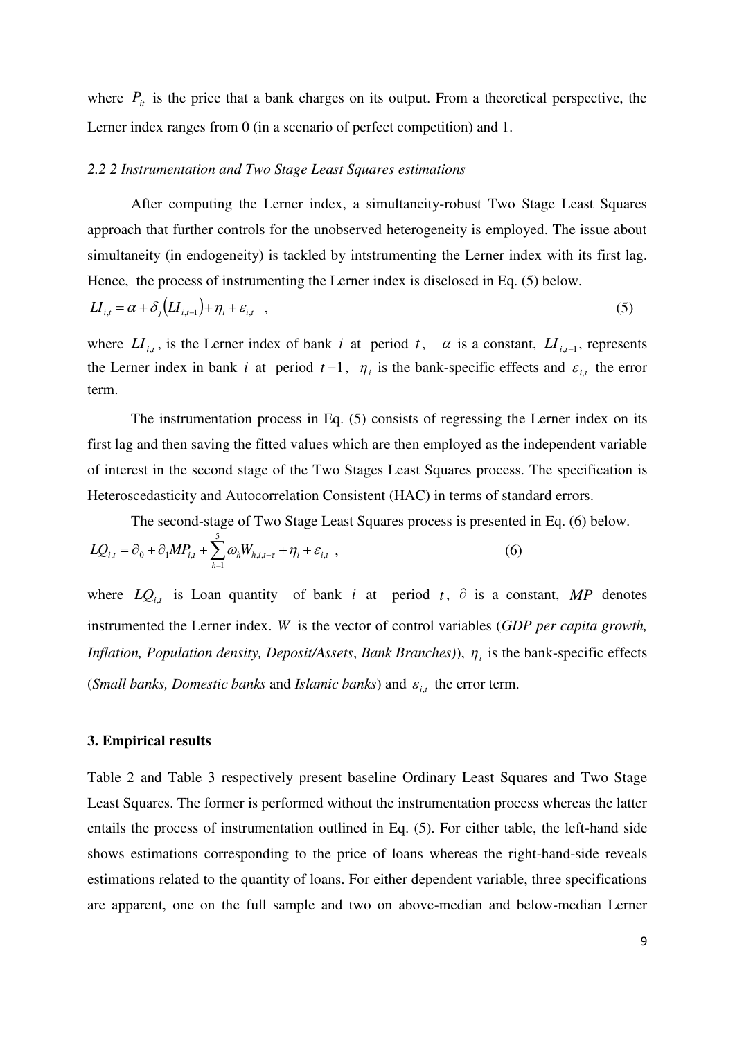where $P_{it}$ is the price that a bank charges on its output. From a theoretical perspective, the Lerner index ranges from 0 (in a scenario of perfect competition) and 1.

### *2.2 2 Instrumentation and Two Stage Least Squares estimations*

After computing the Lerner index, a simultaneity-robust Two Stage Least Squares approach that further controls for the unobserved heterogeneity is employed. The issue about simultaneity (in endogeneity) is tackled by intstrumenting the Lerner index with its first lag. Hence, the process of instrumenting the Lerner index is disclosed in Eq. (5) below.

$$LI_{i,t} = \alpha + \delta_j \left( LI_{i,t-1} \right) + \eta_i + \varepsilon_{i,t} \quad , \tag{5}$$

where $LI_{i,t}$, is the Lerner index of bank $i$ at period $t$, $\alpha$ is a constant, $LI_{i,t-1}$, represents the Lerner index in bank $i$ at period $t-1$, $\eta_i$ is the bank-specific effects and $\varepsilon_{i,t}$ the error term.

The instrumentation process in Eq. (5) consists of regressing the Lerner index on its first lag and then saving the fitted values which are then employed as the independent variable of interest in the second stage of the Two Stages Least Squares process. The specification is Heteroscedasticity and Autocorrelation Consistent (HAC) in terms of standard errors.

The second-stage of Two Stage Least Squares process is presented in Eq. (6) below.

$$LQ_{i,t} = \partial_0 + \partial_1 MP_{i,t} + \sum_{h=1}^{5} \omega_h W_{h,i,t-\tau} + \eta_i + \varepsilon_{i,t} \quad , \tag{6}$$

where $LQ_{i,t}$ is Loan quantity of bank $i$ at period $t$, $\partial$ is a constant, $MP$ denotes instrumented the Lerner index. $W$ is the vector of control variables (*GDP per capita growth, Inflation, Population density, Deposit/Assets*, *Bank Branches)*), $\eta_i$ is the bank-specific effects (*Small banks, Domestic banks* and *Islamic banks*) and $\varepsilon_{i,t}$ the error term.

## **3. Empirical results**

Table 2 and Table 3 respectively present baseline Ordinary Least Squares and Two Stage Least Squares. The former is performed without the instrumentation process whereas the latter entails the process of instrumentation outlined in Eq. (5). For either table, the left-hand side shows estimations corresponding to the price of loans whereas the right-hand-side reveals estimations related to the quantity of loans. For either dependent variable, three specifications are apparent, one on the full sample and two on above-median and below-median Lerner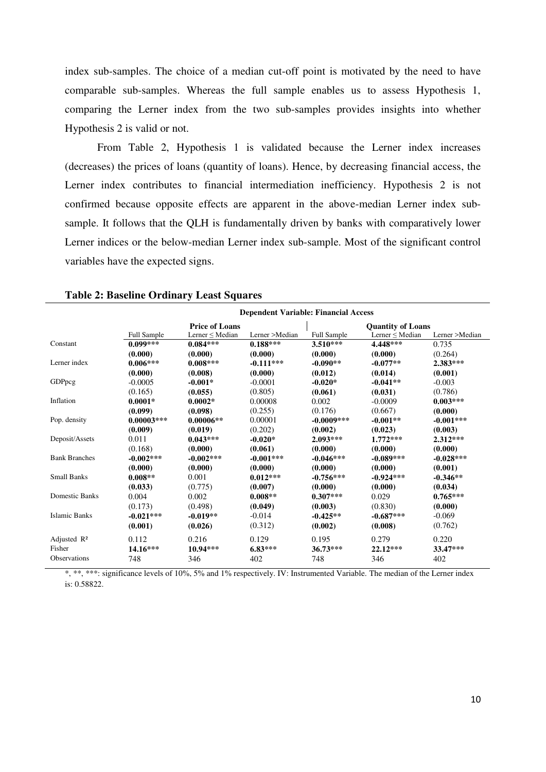index sub-samples. The choice of a median cut-off point is motivated by the need to have comparable sub-samples. Whereas the full sample enables us to assess Hypothesis 1, comparing the Lerner index from the two sub-samples provides insights into whether Hypothesis 2 is valid or not.

From Table 2, Hypothesis 1 is validated because the Lerner index increases (decreases) the prices of loans (quantity of loans). Hence, by decreasing financial access, the Lerner index contributes to financial intermediation inefficiency. Hypothesis 2 is not confirmed because opposite effects are apparent in the above-median Lerner index sub-sample. It follows that the QLH is fundamentally driven by banks with comparatively lower Lerner indices or the below-median Lerner index sub-sample. Most of the significant control variables have the expected signs.

**Table 2: Baseline Ordinary Least Squares**

| | **Dependent Variable: Financial Access** | | | | | |
|---|---|---|---|---|---|---|
| | **Price of Loans** | | | **Quantity of Loans** | | |
| | Full Sample | Lerner ≤ Median | Lerner >Median | Full Sample | Lerner ≤ Median | Lerner >Median |
| Constant | **0.099*** ** | **0.084*** ** | **0.188*** ** | **3.510*** ** | **4.448*** ** | 0.735 |
| | **(0.000)** | **(0.000)** | **(0.000)** | **(0.000)** | **(0.000)** | (0.264) |
| Lerner index | **0.006*** ** | **0.008*** ** | **-0.111*** ** | **-0.090** ** | **-0.077** ** | **2.383*** ** |
| | **(0.000)** | **(0.008)** | **(0.000)** | **(0.012)** | **(0.014)** | **(0.001)** |
| GDPpcg | -0.0005 | **-0.001*** | -0.0001 | **-0.020*** | **-0.041** ** | -0.003 |
| | (0.165) | **(0.055)** | (0.805) | **(0.061)** | **(0.031)** | (0.786) |
| Inflation | **0.0001*** | **0.0002*** | 0.00008 | 0.002 | -0.0009 | **0.003*** ** |
| | **(0.099)** | **(0.098)** | (0.255) | (0.176) | (0.667) | **(0.000)** |
| Pop. density | **0.00003*** ** | **0.00006** ** | 0.00001 | **-0.0009*** ** | **-0.001** ** | **-0.001*** ** |
| | **(0.009)** | **(0.019)** | (0.202) | **(0.002)** | **(0.023)** | **(0.003)** |
| Deposit/Assets | 0.011 | **0.043*** ** | **-0.020*** | **2.093*** ** | **1.772*** ** | **2.312*** ** |
| | (0.168) | **(0.000)** | **(0.061)** | **(0.000)** | **(0.000)** | **(0.000)** |
| Bank Branches | **-0.002*** ** | **-0.002*** ** | **-0.001*** ** | **-0.046*** ** | **-0.089*** ** | **-0.028*** ** |
| | **(0.000)** | **(0.000)** | **(0.000)** | **(0.000)** | **(0.000)** | **(0.001)** |
| Small Banks | **0.008** ** | 0.001 | **0.012*** ** | **-0.756*** ** | **-0.924*** ** | **-0.346** ** |
| | **(0.033)** | (0.775) | **(0.007)** | **(0.000)** | **(0.000)** | **(0.034)** |
| Domestic Banks | 0.004 | 0.002 | **0.008** ** | **0.307*** ** | 0.029 | **0.765*** ** |
| | (0.173) | (0.498) | **(0.049)** | **(0.003)** | (0.830) | **(0.000)** |
| Islamic Banks | **-0.021*** ** | **-0.019** ** | -0.014 | **-0.425** ** | **-0.687*** ** | -0.069 |
| | **(0.001)** | **(0.026)** | (0.312) | **(0.002)** | **(0.008)** | (0.762) |
| Adjusted $R^2$ | 0.112 | 0.216 | 0.129 | 0.195 | 0.279 | 0.220 |
| Fisher | **14.16*** ** | **10.94*** ** | **6.83*** ** | **36.73*** ** | **22.12*** ** | **33.47*** ** |
| Observations | 748 | 346 | 402 | 748 | 346 | 402 |

*, **, ***: significance levels of 10%, 5% and 1% respectively. IV: Instrumented Variable. The median of the Lerner index is: 0.58822.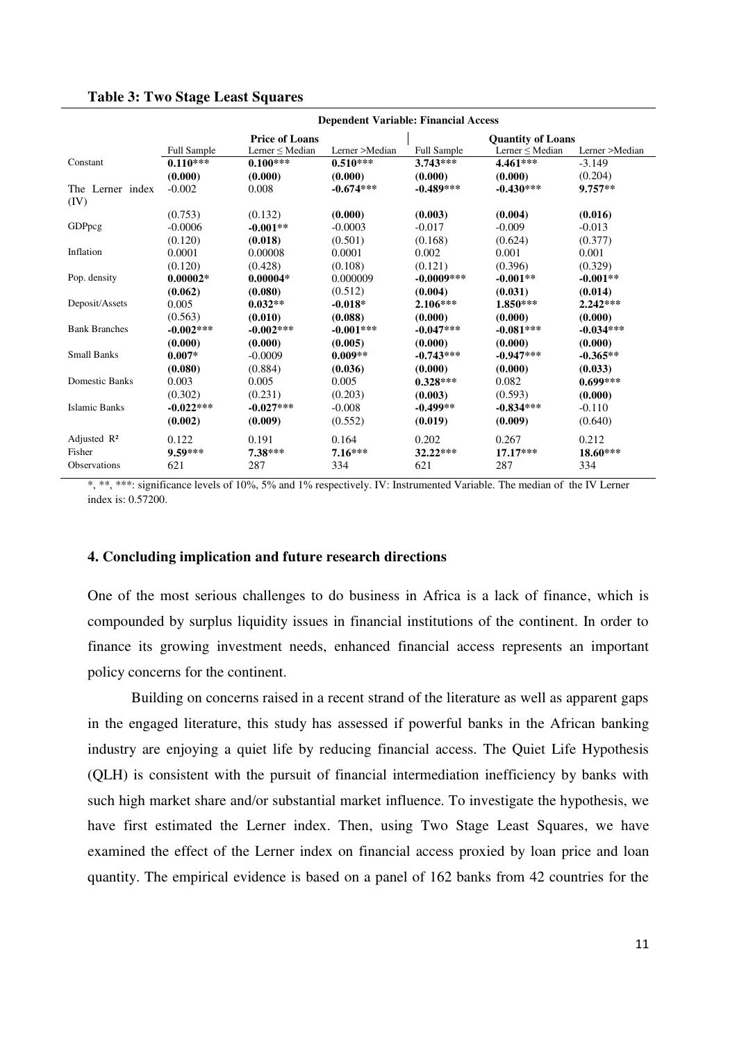**Table 3: Two Stage Least Squares**

| | Dependent Variable: Financial Access | | | | | |
|---|---|---|---|---|---|---|
| | Price of Loans | | | Quantity of Loans | | |
| | Full Sample | Lerner ≤ Median | Lerner >Median | Full Sample | Lerner ≤ Median | Lerner >Median |
| Constant | **0.110*** ** | **0.100*** ** | **0.510*** ** | **3.743*** ** | **4.461*** ** | -3.149 |
| | **(0.000)** | **(0.000)** | **(0.000)** | **(0.000)** | **(0.000)** | (0.204) |
| The Lerner index (IV) | -0.002 | 0.008 | **-0.674*** ** | **-0.489*** ** | **-0.430*** ** | **9.757** ** |
| | (0.753) | (0.132) | **(0.000)** | **(0.003)** | **(0.004)** | **(0.016)** |
| GDPpcg | -0.0006 | **-0.001** ** | -0.0003 | -0.017 | -0.009 | -0.013 |
| | (0.120) | **(0.018)** | (0.501) | (0.168) | (0.624) | (0.377) |
| Inflation | 0.0001 | 0.00008 | 0.0001 | 0.002 | 0.001 | 0.001 |
| | (0.120) | (0.428) | (0.108) | (0.121) | (0.396) | (0.329) |
| Pop. density | **0.00002*** | **0.00004*** | 0.000009 | **-0.0009*** ** | **-0.001** ** | **-0.001** ** |
| | **(0.062)** | **(0.080)** | (0.512) | **(0.004)** | **(0.031)** | **(0.014)** |
| Deposit/Assets | 0.005 | **0.032** ** | **-0.018*** | **2.106*** ** | **1.850*** ** | **2.242*** ** |
| | (0.563) | **(0.010)** | **(0.088)** | **(0.000)** | **(0.000)** | **(0.000)** |
| Bank Branches | **-0.002*** ** | **-0.002*** ** | **-0.001*** ** | **-0.047*** ** | **-0.081*** ** | **-0.034*** ** |
| | **(0.000)** | **(0.000)** | **(0.005)** | **(0.000)** | **(0.000)** | **(0.000)** |
| Small Banks | **0.007*** | -0.0009 | **0.009** ** | **-0.743*** ** | **-0.947*** ** | **-0.365** ** |
| | **(0.080)** | (0.884) | **(0.036)** | **(0.000)** | **(0.000)** | **(0.033)** |
| Domestic Banks | 0.003 | 0.005 | 0.005 | **0.328*** ** | 0.082 | **0.699*** ** |
| | (0.302) | (0.231) | (0.203) | **(0.003)** | (0.593) | **(0.000)** |
| Islamic Banks | **-0.022*** ** | **-0.027*** ** | -0.008 | **-0.499** ** | **-0.834*** ** | -0.110 |
| | **(0.002)** | **(0.009)** | (0.552) | **(0.019)** | **(0.009)** | (0.640) |
| Adjusted $R^2$ | 0.122 | 0.191 | 0.164 | 0.202 | 0.267 | 0.212 |
| Fisher | **9.59*** ** | **7.38*** ** | **7.16*** ** | **32.22*** ** | **17.17*** ** | **18.60*** ** |
| Observations | 621 | 287 | 334 | 621 | 287 | 334 |

*, **, ***: significance levels of 10%, 5% and 1% respectively. IV: Instrumented Variable. The median of the IV Lerner index is: 0.57200.

## 4. Concluding implication and future research directions

One of the most serious challenges to do business in Africa is a lack of finance, which is compounded by surplus liquidity issues in financial institutions of the continent. In order to finance its growing investment needs, enhanced financial access represents an important policy concerns for the continent.

Building on concerns raised in a recent strand of the literature as well as apparent gaps in the engaged literature, this study has assessed if powerful banks in the African banking industry are enjoying a quiet life by reducing financial access. The Quiet Life Hypothesis (QLH) is consistent with the pursuit of financial intermediation inefficiency by banks with such high market share and/or substantial market influence. To investigate the hypothesis, we have first estimated the Lerner index. Then, using Two Stage Least Squares, we have examined the effect of the Lerner index on financial access proxied by loan price and loan quantity. The empirical evidence is based on a panel of 162 banks from 42 countries for the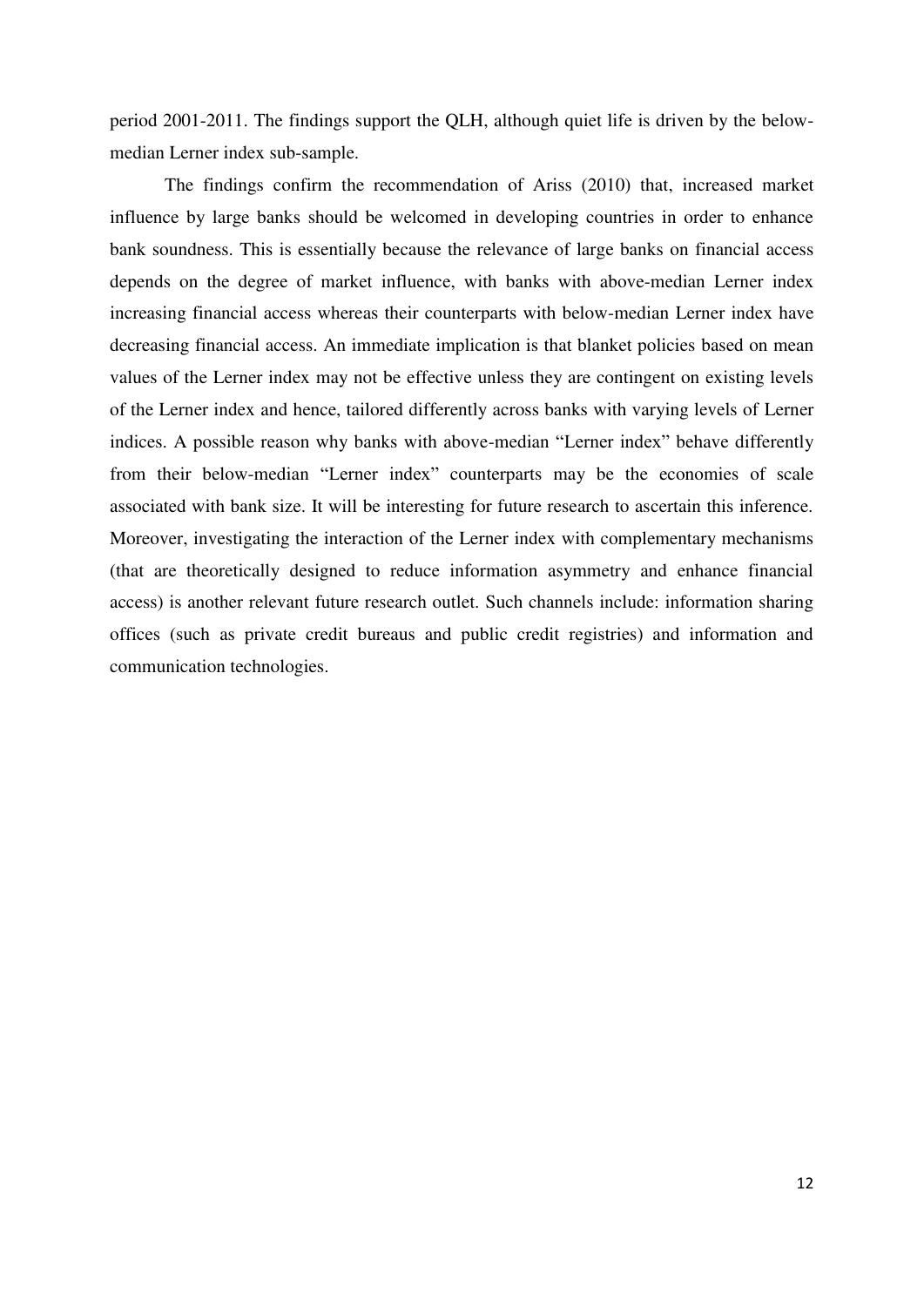period 2001-2011. The findings support the QLH, although quiet life is driven by the below-median Lerner index sub-sample.

The findings confirm the recommendation of Ariss (2010) that, increased market influence by large banks should be welcomed in developing countries in order to enhance bank soundness. This is essentially because the relevance of large banks on financial access depends on the degree of market influence, with banks with above-median Lerner index increasing financial access whereas their counterparts with below-median Lerner index have decreasing financial access. An immediate implication is that blanket policies based on mean values of the Lerner index may not be effective unless they are contingent on existing levels of the Lerner index and hence, tailored differently across banks with varying levels of Lerner indices. A possible reason why banks with above-median "Lerner index" behave differently from their below-median "Lerner index" counterparts may be the economies of scale associated with bank size. It will be interesting for future research to ascertain this inference. Moreover, investigating the interaction of the Lerner index with complementary mechanisms (that are theoretically designed to reduce information asymmetry and enhance financial access) is another relevant future research outlet. Such channels include: information sharing offices (such as private credit bureaus and public credit registries) and information and communication technologies.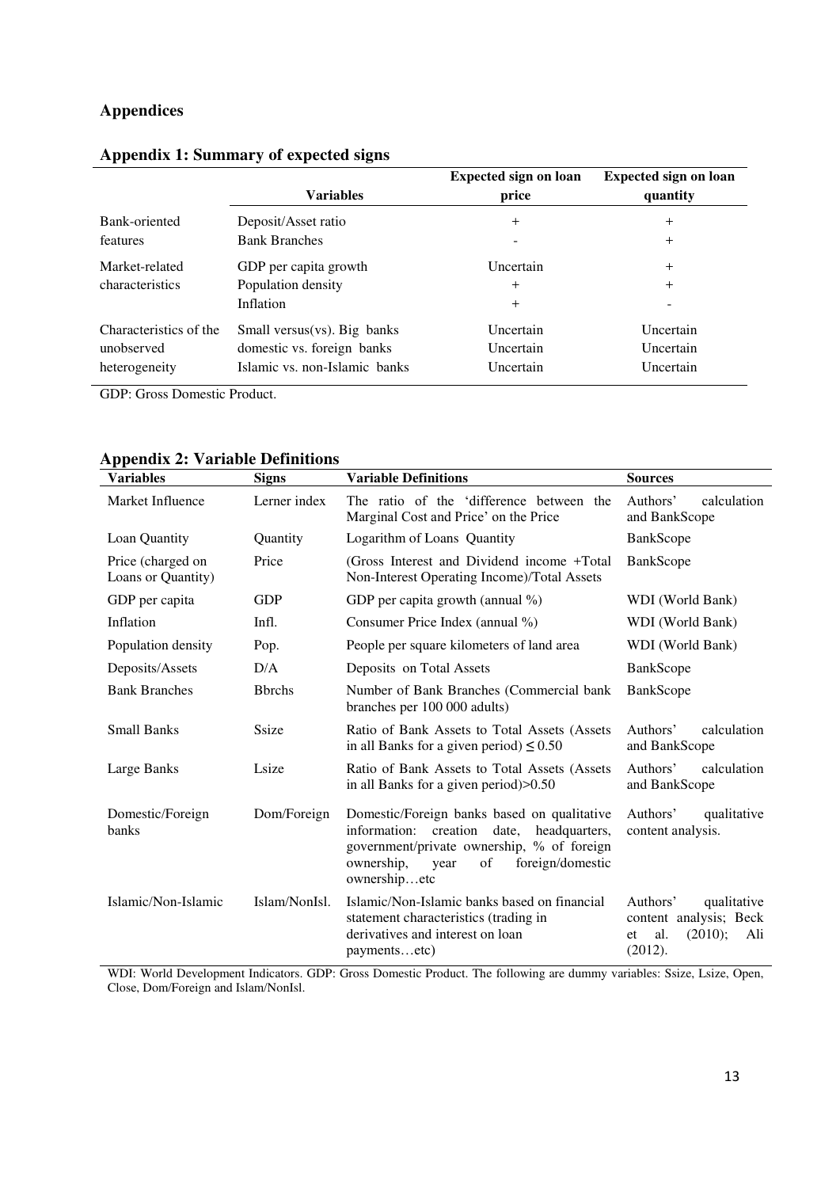## Appendices

### Appendix 1: Summary of expected signs

| | Variables | Expected sign on loan price | Expected sign on loan quantity |
|---|---|---|---|
| Bank-oriented features | Deposit/Asset ratio | + | + |
| | Bank Branches | - | + |
| Market-related characteristics | GDP per capita growth | Uncertain | + |
| | Population density | + | + |
| | Inflation | + | - |
| Characteristics of the unobserved heterogeneity | Small versus(vs). Big banks | Uncertain | Uncertain |
| | domestic vs. foreign banks | Uncertain | Uncertain |
| | Islamic vs. non-Islamic banks | Uncertain | Uncertain |

GDP: Gross Domestic Product.

### Appendix 2: Variable Definitions

| Variables | Signs | Variable Definitions | Sources |
|---|---|---|---|
| Market Influence | Lerner index | The ratio of the 'difference between the Marginal Cost and Price' on the Price | Authors' calculation and BankScope |
| Loan Quantity | Quantity | Logarithm of Loans Quantity | BankScope |
| Price (charged on Loans or Quantity) | Price | (Gross Interest and Dividend income +Total Non-Interest Operating Income)/Total Assets | BankScope |
| GDP per capita | GDP | GDP per capita growth (annual %) | WDI (World Bank) |
| Inflation | Infl. | Consumer Price Index (annual %) | WDI (World Bank) |
| Population density | Pop. | People per square kilometers of land area | WDI (World Bank) |
| Deposits/Assets | D/A | Deposits on Total Assets | BankScope |
| Bank Branches | Bbrchs | Number of Bank Branches (Commercial bank branches per 100 000 adults) | BankScope |
| Small Banks | Ssize | Ratio of Bank Assets to Total Assets (Assets in all Banks for a given period) $\leq 0.50$ | Authors' calculation and BankScope |
| Large Banks | Lsize | Ratio of Bank Assets to Total Assets (Assets in all Banks for a given period)>0.50 | Authors' calculation and BankScope |
| Domestic/Foreign banks | Dom/Foreign | Domestic/Foreign banks based on qualitative information: creation date, headquarters, government/private ownership, % of foreign ownership, year of foreign/domestic ownership…etc | Authors' qualitative content analysis. |
| Islamic/Non-Islamic | Islam/NonIsl. | Islamic/Non-Islamic banks based on financial statement characteristics (trading in derivatives and interest on loan payments…etc) | Authors' qualitative content analysis; Beck et al. (2010); Ali (2012). |

WDI: World Development Indicators. GDP: Gross Domestic Product. The following are dummy variables: Ssize, Lsize, Open, Close, Dom/Foreign and Islam/NonIsl.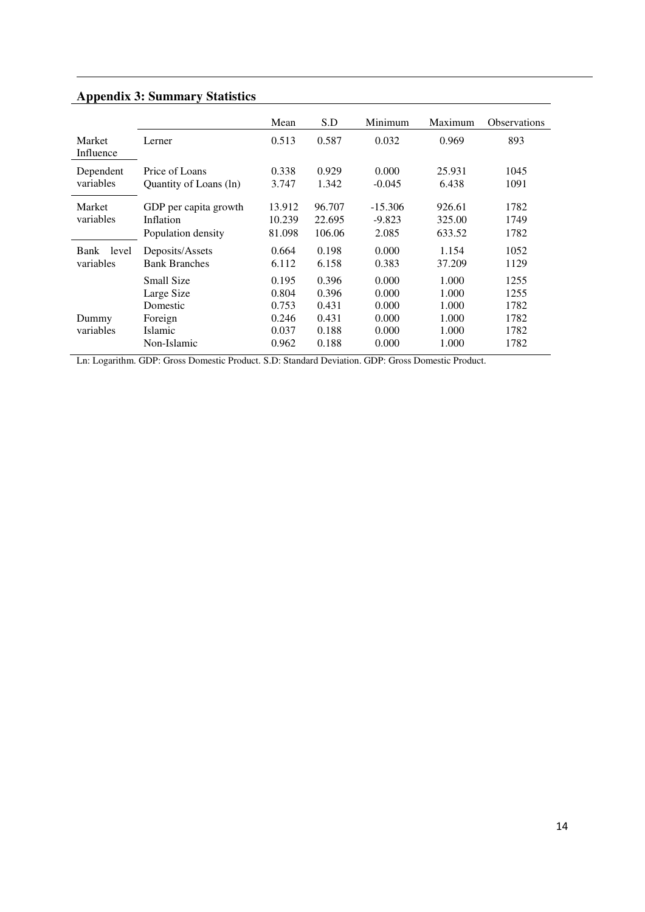## Appendix 3: Summary Statistics

| | | Mean | S.D | Minimum | Maximum | Observations |
|---|---|---|---|---|---|---|
| Market Influence | Lerner | 0.513 | 0.587 | 0.032 | 0.969 | 893 |
| Dependent variables | Price of Loans | 0.338 | 0.929 | 0.000 | 25.931 | 1045 |
| | Quantity of Loans (ln) | 3.747 | 1.342 | -0.045 | 6.438 | 1091 |
| Market variables | GDP per capita growth | 13.912 | 96.707 | -15.306 | 926.61 | 1782 |
| | Inflation | 10.239 | 22.695 | -9.823 | 325.00 | 1749 |
| | Population density | 81.098 | 106.06 | 2.085 | 633.52 | 1782 |
| Bank level variables | Deposits/Assets | 0.664 | 0.198 | 0.000 | 1.154 | 1052 |
| | Bank Branches | 6.112 | 6.158 | 0.383 | 37.209 | 1129 |
| Dummy variables | Small Size | 0.195 | 0.396 | 0.000 | 1.000 | 1255 |
| | Large Size | 0.804 | 0.396 | 0.000 | 1.000 | 1255 |
| | Domestic | 0.753 | 0.431 | 0.000 | 1.000 | 1782 |
| | Foreign | 0.246 | 0.431 | 0.000 | 1.000 | 1782 |
| | Islamic | 0.037 | 0.188 | 0.000 | 1.000 | 1782 |
| | Non-Islamic | 0.962 | 0.188 | 0.000 | 1.000 | 1782 |

Ln: Logarithm. GDP: Gross Domestic Product. S.D: Standard Deviation. GDP: Gross Domestic Product.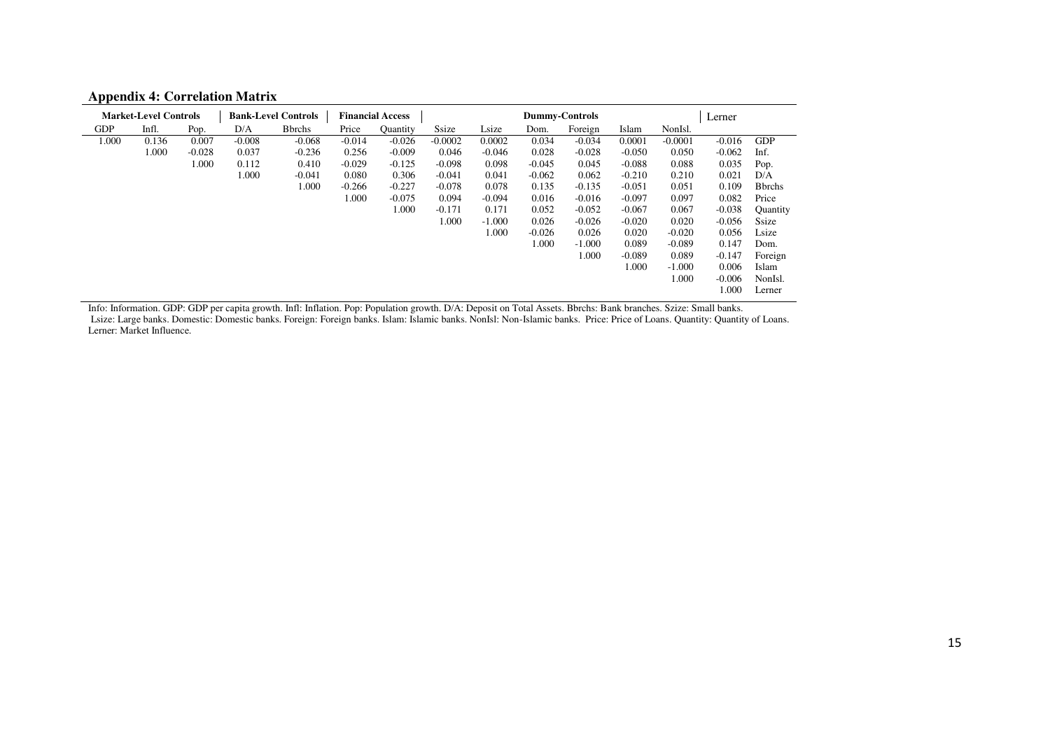**Appendix 4: Correlation Matrix**

| Market-Level Controls | | | Bank-Level Controls | | Financial Access | | Dummy-Controls | | | | | | Lerner | |
|---|---|---|---|---|---|---|---|---|---|---|---|---|---|---|
| GDP | Infl. | Pop. | D/A | Bbrchs | Price | Quantity | Ssize | Lsize | Dom. | Foreign | Islam | NonIsl. | | |
| 1.000 | 0.136 | 0.007 | -0.008 | -0.068 | -0.014 | -0.026 | -0.0002 | 0.0002 | 0.034 | -0.034 | 0.0001 | -0.0001 | -0.016 | GDP |
| | 1.000 | -0.028 | 0.037 | -0.236 | 0.256 | -0.009 | 0.046 | -0.046 | 0.028 | -0.028 | -0.050 | 0.050 | -0.062 | Inf. |
| | | 1.000 | 0.112 | 0.410 | -0.029 | -0.125 | -0.098 | 0.098 | -0.045 | 0.045 | -0.088 | 0.088 | 0.035 | Pop. |
| | | | 1.000 | -0.041 | 0.080 | 0.306 | -0.041 | 0.041 | -0.062 | 0.062 | -0.210 | 0.210 | 0.021 | D/A |
| | | | | 1.000 | -0.266 | -0.227 | -0.078 | 0.078 | 0.135 | -0.135 | -0.051 | 0.051 | 0.109 | Bbrchs |
| | | | | | 1.000 | -0.075 | 0.094 | -0.094 | 0.016 | -0.016 | -0.097 | 0.097 | 0.082 | Price |
| | | | | | | 1.000 | -0.171 | 0.171 | 0.052 | -0.052 | -0.067 | 0.067 | -0.038 | Quantity |
| | | | | | | | 1.000 | -1.000 | 0.026 | -0.026 | -0.020 | 0.020 | -0.056 | Ssize |
| | | | | | | | | 1.000 | -0.026 | 0.026 | 0.020 | -0.020 | 0.056 | Lsize |
| | | | | | | | | | 1.000 | -1.000 | 0.089 | -0.089 | 0.147 | Dom. |
| | | | | | | | | | | 1.000 | -0.089 | 0.089 | -0.147 | Foreign |
| | | | | | | | | | | | 1.000 | -1.000 | 0.006 | Islam |
| | | | | | | | | | | | | 1.000 | -0.006 | NonIsl. |
| | | | | | | | | | | | | | 1.000 | Lerner |

Info: Information. GDP: GDP per capita growth. Infl: Inflation. Pop: Population growth. D/A: Deposit on Total Assets. Bbrchs: Bank branches. Szize: Small banks. Lsize: Large banks. Domestic: Domestic banks. Foreign: Foreign banks. Islam: Islamic banks. NonIsl: Non-Islamic banks. Price: Price of Loans. Quantity: Quantity of Loans. Lerner: Market Influence.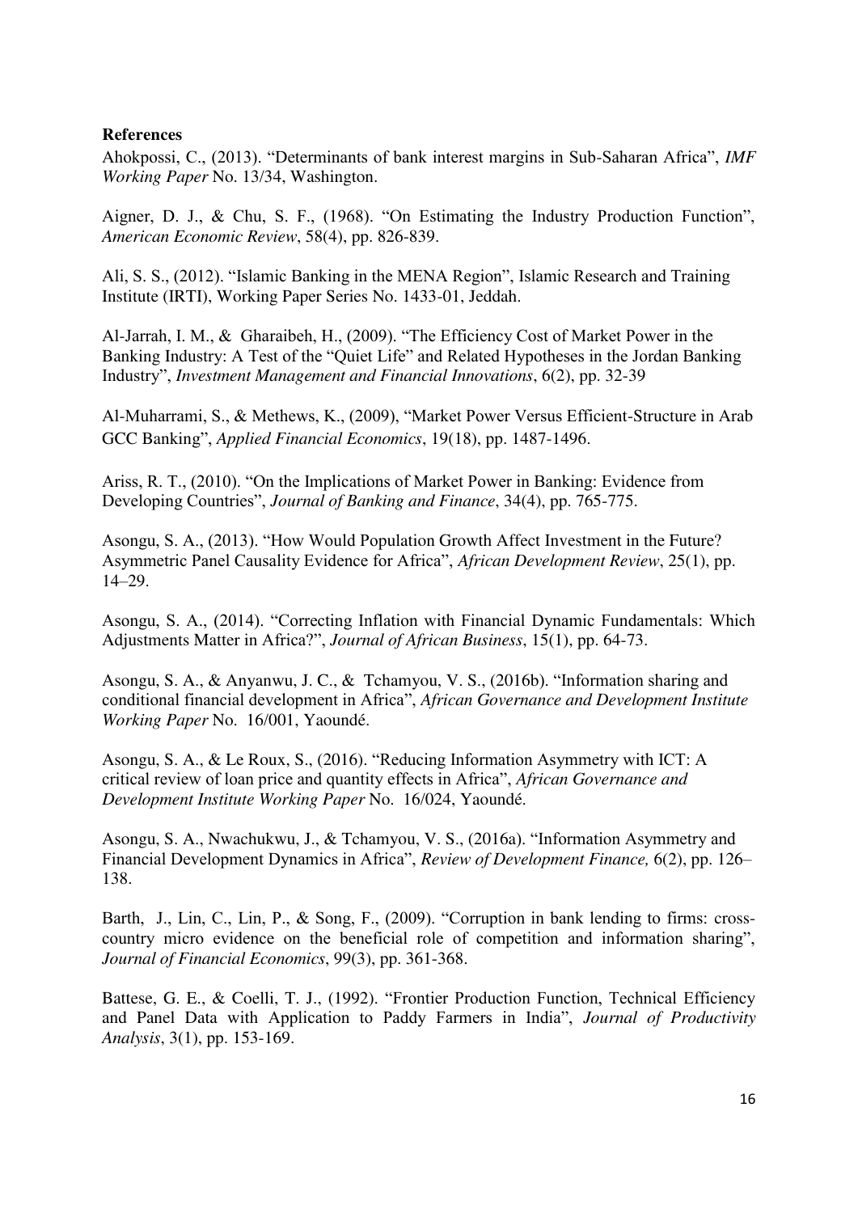**References**

Ahokpossi, C., (2013). "Determinants of bank interest margins in Sub-Saharan Africa", *IMF Working Paper* No. 13/34, Washington.

Aigner, D. J., & Chu, S. F., (1968). "On Estimating the Industry Production Function", *American Economic Review*, 58(4), pp. 826-839.

Ali, S. S., (2012). "Islamic Banking in the MENA Region", Islamic Research and Training Institute (IRTI), Working Paper Series No. 1433-01, Jeddah.

Al-Jarrah, I. M., & Gharaibeh, H., (2009). "The Efficiency Cost of Market Power in the Banking Industry: A Test of the "Quiet Life" and Related Hypotheses in the Jordan Banking Industry", *Investment Management and Financial Innovations*, 6(2), pp. 32-39

Al-Muharrami, S., & Methews, K., (2009), "Market Power Versus Efficient-Structure in Arab GCC Banking", *Applied Financial Economics*, 19(18), pp. 1487-1496.

Ariss, R. T., (2010). "On the Implications of Market Power in Banking: Evidence from Developing Countries", *Journal of Banking and Finance*, 34(4), pp. 765-775.

Asongu, S. A., (2013). "How Would Population Growth Affect Investment in the Future? Asymmetric Panel Causality Evidence for Africa", *African Development Review*, 25(1), pp. 14–29.

Asongu, S. A., (2014). "Correcting Inflation with Financial Dynamic Fundamentals: Which Adjustments Matter in Africa?", *Journal of African Business*, 15(1), pp. 64-73.

Asongu, S. A., & Anyanwu, J. C., & Tchamyou, V. S., (2016b). "Information sharing and conditional financial development in Africa", *African Governance and Development Institute Working Paper* No. 16/001, Yaoundé.

Asongu, S. A., & Le Roux, S., (2016). "Reducing Information Asymmetry with ICT: A critical review of loan price and quantity effects in Africa", *African Governance and Development Institute Working Paper* No. 16/024, Yaoundé.

Asongu, S. A., Nwachukwu, J., & Tchamyou, V. S., (2016a). "Information Asymmetry and Financial Development Dynamics in Africa", *Review of Development Finance,* 6(2), pp. 126–138.

Barth, J., Lin, C., Lin, P., & Song, F., (2009). "Corruption in bank lending to firms: cross-country micro evidence on the beneficial role of competition and information sharing", *Journal of Financial Economics*, 99(3), pp. 361-368.

Battese, G. E., & Coelli, T. J., (1992). "Frontier Production Function, Technical Efficiency and Panel Data with Application to Paddy Farmers in India", *Journal of Productivity Analysis*, 3(1), pp. 153-169.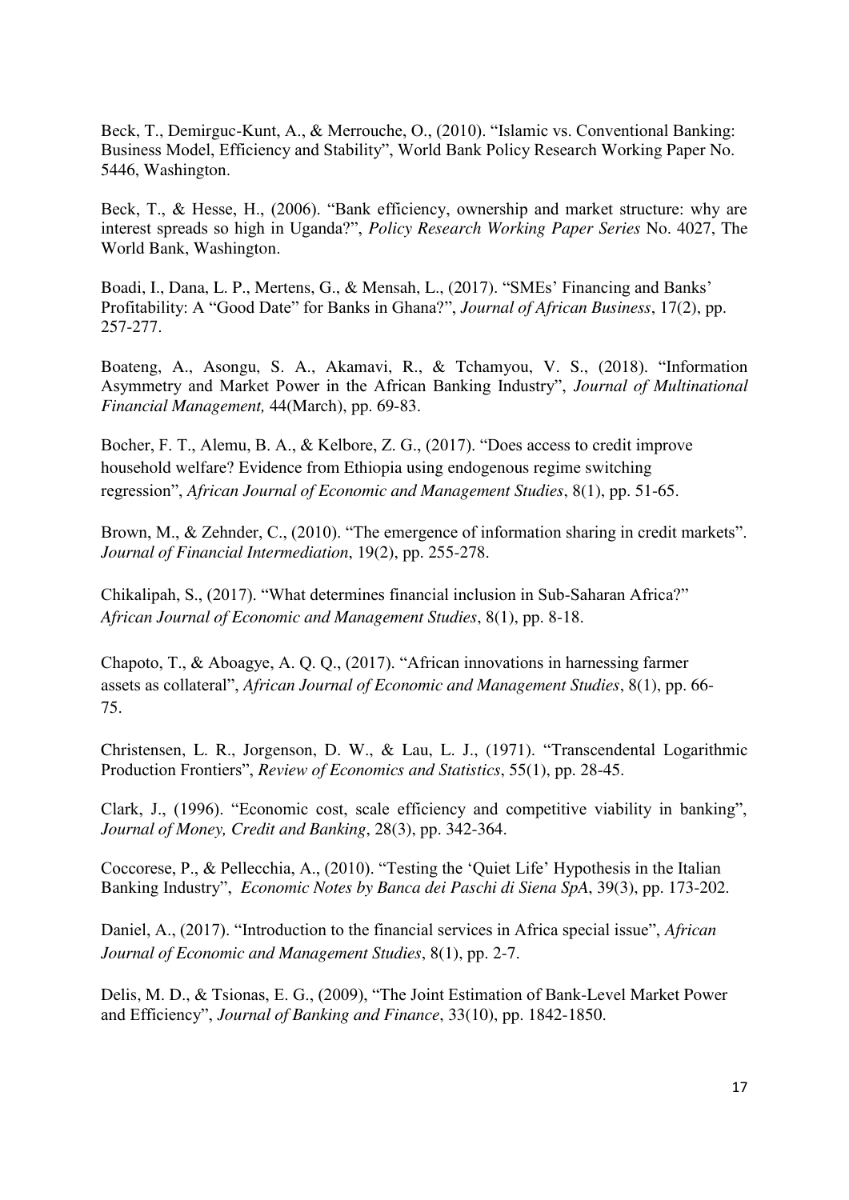Beck, T., Demirguc-Kunt, A., & Merrouche, O., (2010). "Islamic vs. Conventional Banking: Business Model, Efficiency and Stability", World Bank Policy Research Working Paper No. 5446, Washington.

Beck, T., & Hesse, H., (2006). "Bank efficiency, ownership and market structure: why are interest spreads so high in Uganda?", *Policy Research Working Paper Series* No. 4027, The World Bank, Washington.

Boadi, I., Dana, L. P., Mertens, G., & Mensah, L., (2017). "SMEs' Financing and Banks' Profitability: A "Good Date" for Banks in Ghana?", *Journal of African Business*, 17(2), pp. 257-277.

Boateng, A., Asongu, S. A., Akamavi, R., & Tchamyou, V. S., (2018). "Information Asymmetry and Market Power in the African Banking Industry", *Journal of Multinational Financial Management,* 44(March), pp. 69-83.

Bocher, F. T., Alemu, B. A., & Kelbore, Z. G., (2017). "Does access to credit improve household welfare? Evidence from Ethiopia using endogenous regime switching regression", *African Journal of Economic and Management Studies*, 8(1), pp. 51-65.

Brown, M., & Zehnder, C., (2010). "The emergence of information sharing in credit markets". *Journal of Financial Intermediation*, 19(2), pp. 255-278.

Chikalipah, S., (2017). "What determines financial inclusion in Sub-Saharan Africa?" *African Journal of Economic and Management Studies*, 8(1), pp. 8-18.

Chapoto, T., & Aboagye, A. Q. Q., (2017). "African innovations in harnessing farmer assets as collateral", *African Journal of Economic and Management Studies*, 8(1), pp. 66-75.

Christensen, L. R., Jorgenson, D. W., & Lau, L. J., (1971). "Transcendental Logarithmic Production Frontiers", *Review of Economics and Statistics*, 55(1), pp. 28-45.

Clark, J., (1996). "Economic cost, scale efficiency and competitive viability in banking", *Journal of Money, Credit and Banking*, 28(3), pp. 342-364.

Coccorese, P., & Pellecchia, A., (2010). "Testing the 'Quiet Life' Hypothesis in the Italian Banking Industry", *Economic Notes by Banca dei Paschi di Siena SpA*, 39(3), pp. 173-202.

Daniel, A., (2017). "Introduction to the financial services in Africa special issue", *African Journal of Economic and Management Studies*, 8(1), pp. 2-7.

Delis, M. D., & Tsionas, E. G., (2009), "The Joint Estimation of Bank-Level Market Power and Efficiency", *Journal of Banking and Finance*, 33(10), pp. 1842-1850.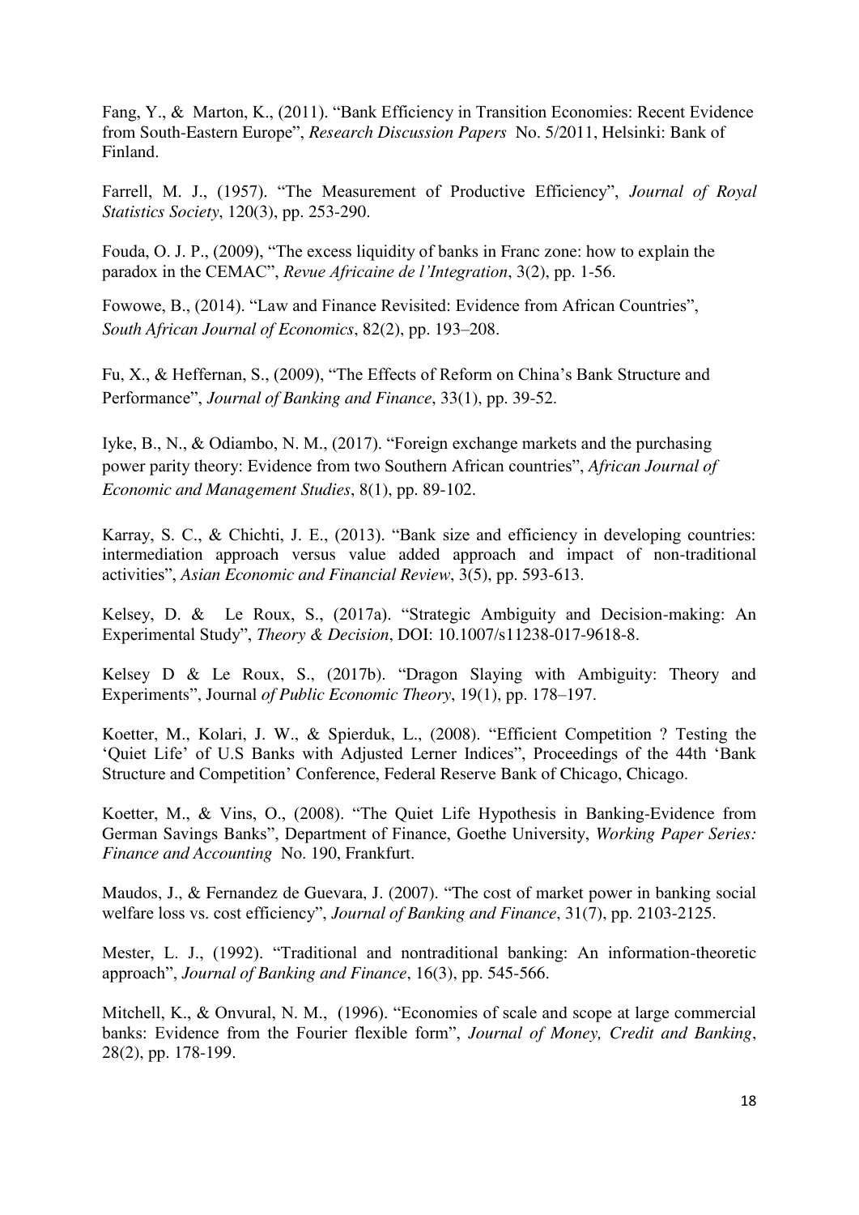Fang, Y., & Marton, K., (2011). "Bank Efficiency in Transition Economies: Recent Evidence from South-Eastern Europe", *Research Discussion Papers* No. 5/2011, Helsinki: Bank of Finland.

Farrell, M. J., (1957). "The Measurement of Productive Efficiency", *Journal of Royal Statistics Society*, 120(3), pp. 253-290.

Fouda, O. J. P., (2009), "The excess liquidity of banks in Franc zone: how to explain the paradox in the CEMAC", *Revue Africaine de l'Integration*, 3(2), pp. 1-56.

Fowowe, B., (2014). "Law and Finance Revisited: Evidence from African Countries", *South African Journal of Economics*, 82(2), pp. 193–208.

Fu, X., & Heffernan, S., (2009), "The Effects of Reform on China's Bank Structure and Performance", *Journal of Banking and Finance*, 33(1), pp. 39-52.

Iyke, B., N., & Odiambo, N. M., (2017). "Foreign exchange markets and the purchasing power parity theory: Evidence from two Southern African countries", *African Journal of Economic and Management Studies*, 8(1), pp. 89-102.

Karray, S. C., & Chichti, J. E., (2013). "Bank size and efficiency in developing countries: intermediation approach versus value added approach and impact of non-traditional activities", *Asian Economic and Financial Review*, 3(5), pp. 593-613.

Kelsey, D. & Le Roux, S., (2017a). "Strategic Ambiguity and Decision-making: An Experimental Study", *Theory & Decision*, DOI: 10.1007/s11238-017-9618-8.

Kelsey D & Le Roux, S., (2017b). "Dragon Slaying with Ambiguity: Theory and Experiments", Journal *of Public Economic Theory*, 19(1), pp. 178–197.

Koetter, M., Kolari, J. W., & Spierduk, L., (2008). "Efficient Competition ? Testing the 'Quiet Life' of U.S Banks with Adjusted Lerner Indices", Proceedings of the 44th 'Bank Structure and Competition' Conference, Federal Reserve Bank of Chicago, Chicago.

Koetter, M., & Vins, O., (2008). "The Quiet Life Hypothesis in Banking-Evidence from German Savings Banks", Department of Finance, Goethe University, *Working Paper Series: Finance and Accounting* No. 190, Frankfurt.

Maudos, J., & Fernandez de Guevara, J. (2007). "The cost of market power in banking social welfare loss vs. cost efficiency", *Journal of Banking and Finance*, 31(7), pp. 2103-2125.

Mester, L. J., (1992). "Traditional and nontraditional banking: An information-theoretic approach", *Journal of Banking and Finance*, 16(3), pp. 545-566.

Mitchell, K., & Onvural, N. M., (1996). "Economies of scale and scope at large commercial banks: Evidence from the Fourier flexible form", *Journal of Money, Credit and Banking*, 28(2), pp. 178-199.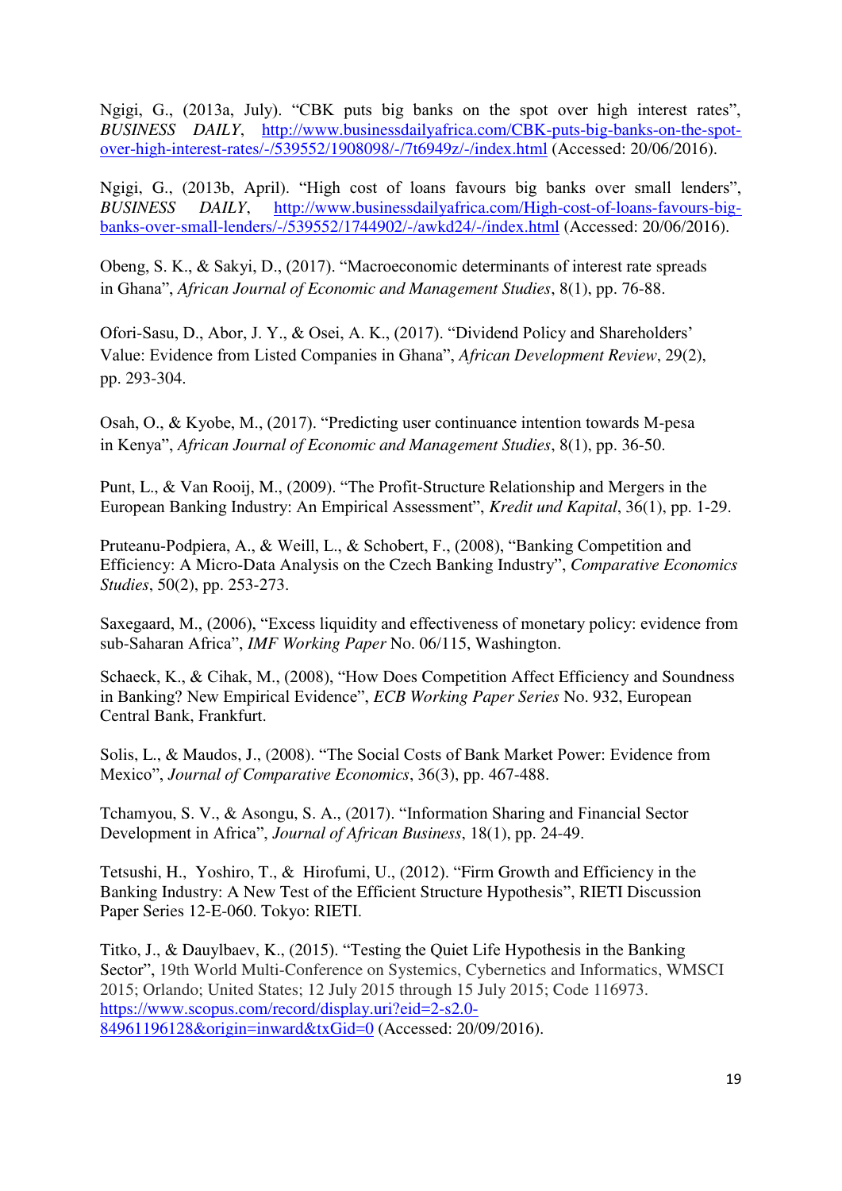Ngigi, G., (2013a, July). "CBK puts big banks on the spot over high interest rates", *BUSINESS DAILY*, http://www.businessdailyafrica.com/CBK-puts-big-banks-on-the-spot-over-high-interest-rates/-/539552/1908098/-/7t6949z/-/index.html (Accessed: 20/06/2016).

Ngigi, G., (2013b, April). "High cost of loans favours big banks over small lenders", *BUSINESS DAILY*, http://www.businessdailyafrica.com/High-cost-of-loans-favours-big-banks-over-small-lenders/-/539552/1744902/-/awkd24/-/index.html (Accessed: 20/06/2016).

Obeng, S. K., & Sakyi, D., (2017). "Macroeconomic determinants of interest rate spreads in Ghana", *African Journal of Economic and Management Studies*, 8(1), pp. 76-88.

Ofori-Sasu, D., Abor, J. Y., & Osei, A. K., (2017). "Dividend Policy and Shareholders' Value: Evidence from Listed Companies in Ghana", *African Development Review*, 29(2), pp. 293-304.

Osah, O., & Kyobe, M., (2017). "Predicting user continuance intention towards M-pesa in Kenya", *African Journal of Economic and Management Studies*, 8(1), pp. 36-50.

Punt, L., & Van Rooij, M., (2009). "The Profit-Structure Relationship and Mergers in the European Banking Industry: An Empirical Assessment", *Kredit und Kapital*, 36(1), pp. 1-29.

Pruteanu-Podpiera, A., & Weill, L., & Schobert, F., (2008), "Banking Competition and Efficiency: A Micro-Data Analysis on the Czech Banking Industry", *Comparative Economics Studies*, 50(2), pp. 253-273.

Saxegaard, M., (2006), "Excess liquidity and effectiveness of monetary policy: evidence from sub-Saharan Africa", *IMF Working Paper* No. 06/115, Washington.

Schaeck, K., & Cihak, M., (2008), "How Does Competition Affect Efficiency and Soundness in Banking? New Empirical Evidence", *ECB Working Paper Series* No. 932, European Central Bank, Frankfurt.

Solis, L., & Maudos, J., (2008). "The Social Costs of Bank Market Power: Evidence from Mexico", *Journal of Comparative Economics*, 36(3), pp. 467-488.

Tchamyou, S. V., & Asongu, S. A., (2017). "Information Sharing and Financial Sector Development in Africa", *Journal of African Business*, 18(1), pp. 24-49.

Tetsushi, H., Yoshiro, T., & Hirofumi, U., (2012). "Firm Growth and Efficiency in the Banking Industry: A New Test of the Efficient Structure Hypothesis", RIETI Discussion Paper Series 12-E-060. Tokyo: RIETI.

Titko, J., & Dauylbaev, K., (2015). "Testing the Quiet Life Hypothesis in the Banking Sector", 19th World Multi-Conference on Systemics, Cybernetics and Informatics, WMSCI 2015; Orlando; United States; 12 July 2015 through 15 July 2015; Code 116973. https://www.scopus.com/record/display.uri?eid=2-s2.0-84961196128&origin=inward&txGid=0 (Accessed: 20/09/2016).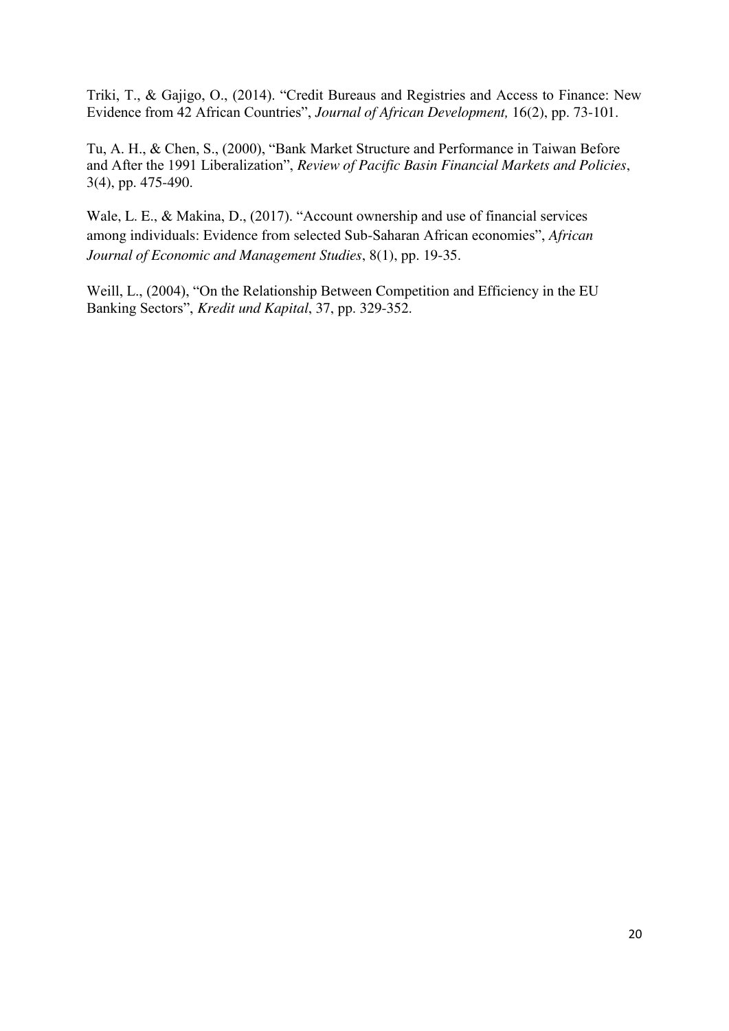Triki, T., & Gajigo, O., (2014). "Credit Bureaus and Registries and Access to Finance: New Evidence from 42 African Countries", *Journal of African Development,* 16(2), pp. 73-101.

Tu, A. H., & Chen, S., (2000), "Bank Market Structure and Performance in Taiwan Before and After the 1991 Liberalization", *Review of Pacific Basin Financial Markets and Policies*, 3(4), pp. 475-490.

Wale, L. E., & Makina, D., (2017). "Account ownership and use of financial services among individuals: Evidence from selected Sub-Saharan African economies", *African Journal of Economic and Management Studies*, 8(1), pp. 19-35.

Weill, L., (2004), "On the Relationship Between Competition and Efficiency in the EU Banking Sectors", *Kredit und Kapital*, 37, pp. 329-352.